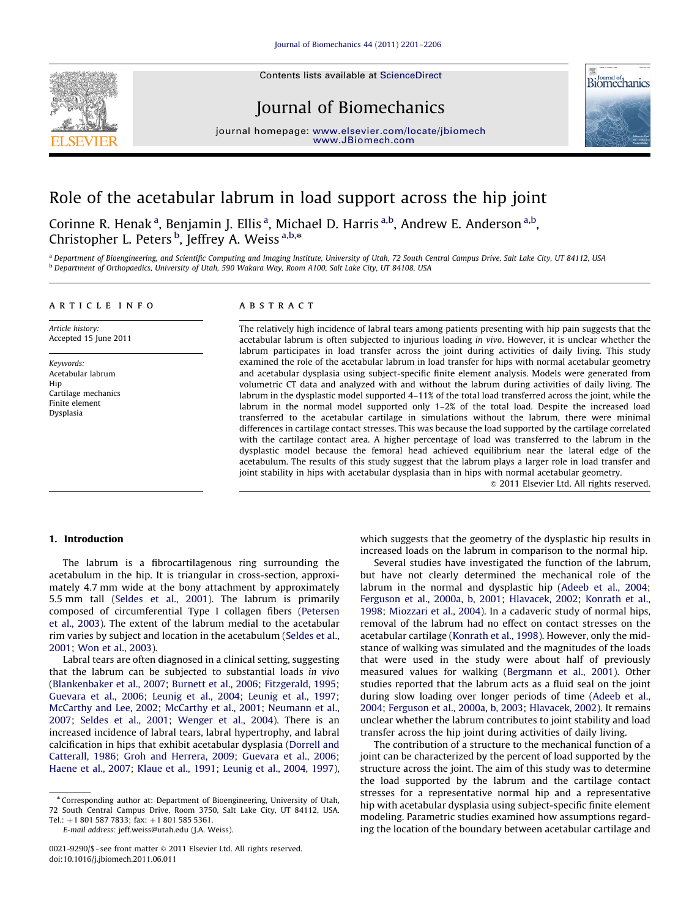# Role of the acetabular labrum in load support across the hip joint

Corinne R. Henak[a], Benjamin J. Ellis[a], Michael D. Harris[a,b], Andrew E. Anderson[a,b], Christopher L. Peters[b], Jeffrey A. Weiss[a,b,*]

[a] Department of Bioengineering, and Scientific Computing and Imaging Institute, University of Utah, 72 South Central Campus Drive, Salt Lake City, UT 84112, USA
[b] Department of Orthopaedics, University of Utah, 590 Wakara Way, Room A100, Salt Lake City, UT 84108, USA

## ARTICLE INFO

*Article history:*
Accepted 15 June 2011

*Keywords:*
Acetabular labrum
Hip
Cartilage mechanics
Finite element
Dysplasia

## ABSTRACT

The relatively high incidence of labral tears among patients presenting with hip pain suggests that the acetabular labrum is often subjected to injurious loading *in vivo*. However, it is unclear whether the labrum participates in load transfer across the joint during activities of daily living. This study examined the role of the acetabular labrum in load transfer for hips with normal acetabular geometry and acetabular dysplasia using subject-specific finite element analysis. Models were generated from volumetric CT data and analyzed with and without the labrum during activities of daily living. The labrum in the dysplastic model supported 4–11% of the total load transferred across the joint, while the labrum in the normal model supported only 1–2% of the total load. Despite the increased load transferred to the acetabular cartilage in simulations without the labrum, there were minimal differences in cartilage contact stresses. This was because the load supported by the cartilage correlated with the cartilage contact area. A higher percentage of load was transferred to the labrum in the dysplastic model because the femoral head achieved equilibrium near the lateral edge of the acetabulum. The results of this study suggest that the labrum plays a larger role in load transfer and joint stability in hips with acetabular dysplasia than in hips with normal acetabular geometry.

© 2011 Elsevier Ltd. All rights reserved.

## 1. Introduction

The labrum is a fibrocartilagenous ring surrounding the acetabulum in the hip. It is triangular in cross-section, approximately 4.7 mm wide at the bony attachment by approximately 5.5 mm tall (Seldes et al., 2001). The labrum is primarily composed of circumferential Type I collagen fibers (Petersen et al., 2003). The extent of the labrum medial to the acetabular rim varies by subject and location in the acetabulum (Seldes et al., 2001; Won et al., 2003).

Labral tears are often diagnosed in a clinical setting, suggesting that the labrum can be subjected to substantial loads *in vivo* (Blankenbaker et al., 2007; Burnett et al., 2006; Fitzgerald, 1995; Guevara et al., 2006; Leunig et al., 2004; Leunig et al., 1997; McCarthy and Lee, 2002; McCarthy et al., 2001; Neumann et al., 2007; Seldes et al., 2001; Wenger et al., 2004). There is an increased incidence of labral tears, labral hypertrophy, and labral calcification in hips that exhibit acetabular dysplasia (Dorrell and Catterall, 1986; Groh and Herrera, 2009; Guevara et al., 2006; Haene et al., 2007; Klaue et al., 1991; Leunig et al., 2004, 1997), which suggests that the geometry of the dysplastic hip results in increased loads on the labrum in comparison to the normal hip.

Several studies have investigated the function of the labrum, but have not clearly determined the mechanical role of the labrum in the normal and dysplastic hip (Adeeb et al., 2004; Ferguson et al., 2000a, b, 2001; Hlavacek, 2002; Konrath et al., 1998; Miozzari et al., 2004). In a cadaveric study of normal hips, removal of the labrum had no effect on contact stresses on the acetabular cartilage (Konrath et al., 1998). However, only the mid-stance of walking was simulated and the magnitudes of the loads that were used in the study were about half of previously measured values for walking (Bergmann et al., 2001). Other studies reported that the labrum acts as a fluid seal on the joint during slow loading over longer periods of time (Adeeb et al., 2004; Ferguson et al., 2000a, b, 2003; Hlavacek, 2002). It remains unclear whether the labrum contributes to joint stability and load transfer across the hip joint during activities of daily living.

The contribution of a structure to the mechanical function of a joint can be characterized by the percent of load supported by the structure across the joint. The aim of this study was to determine the load supported by the labrum and the cartilage contact stresses for a representative normal hip and a representative hip with acetabular dysplasia using subject-specific finite element modeling. Parametric studies examined how assumptions regarding the location of the boundary between acetabular cartilage and

* Corresponding author at: Department of Bioengineering, University of Utah, 72 South Central Campus Drive, Room 3750, Salt Lake City, UT 84112, USA. Tel.: +1 801 587 7833; fax: +1 801 585 5361.
*E-mail address:* jeff.weiss@utah.edu (J.A. Weiss).

0021-9290/$ - see front matter © 2011 Elsevier Ltd. All rights reserved.
doi:10.1016/j.jbiomech.2011.06.011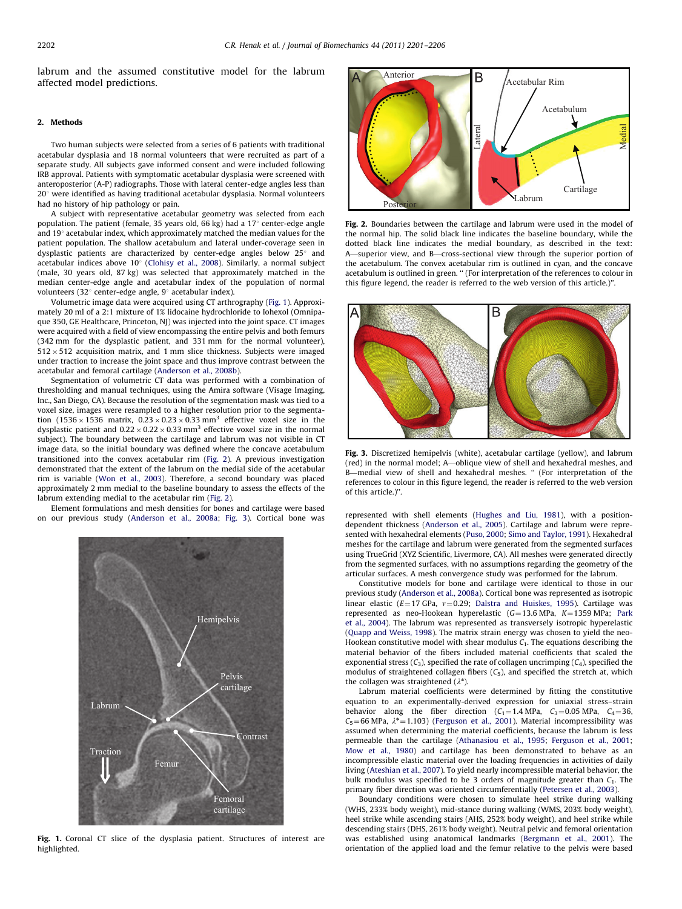labrum and the assumed constitutive model for the labrum affected model predictions.

## 2. Methods

Two human subjects were selected from a series of 6 patients with traditional acetabular dysplasia and 18 normal volunteers that were recruited as part of a separate study. All subjects gave informed consent and were included following IRB approval. Patients with symptomatic acetabular dysplasia were screened with anteroposterior (A-P) radiographs. Those with lateral center-edge angles less than 20° were identified as having traditional acetabular dysplasia. Normal volunteers had no history of hip pathology or pain.

A subject with representative acetabular geometry was selected from each population. The patient (female, 35 years old, 66 kg) had a 17° center-edge angle and 19° acetabular index, which approximately matched the median values for the patient population. The shallow acetabulum and lateral under-coverage seen in dysplastic patients are characterized by center-edge angles below 25° and acetabular indices above 10° (Clohisy et al., 2008). Similarly, a normal subject (male, 30 years old, 87 kg) was selected that approximately matched in the median center-edge angle and acetabular index of the population of normal volunteers (32° center-edge angle, 9° acetabular index).

Volumetric image data were acquired using CT arthrography (Fig. 1). Approximately 20 ml of a 2:1 mixture of 1% lidocaine hydrochloride to Iohexol (Omnipaque 350, GE Healthcare, Princeton, NJ) was injected into the joint space. CT images were acquired with a field of view encompassing the entire pelvis and both femurs (342 mm for the dysplastic patient, and 331 mm for the normal volunteer), $512 \times 512$ acquisition matrix, and 1 mm slice thickness. Subjects were imaged under traction to increase the joint space and thus improve contrast between the acetabular and femoral cartilage (Anderson et al., 2008b).

Segmentation of volumetric CT data was performed with a combination of thresholding and manual techniques, using the Amira software (Visage Imaging, Inc., San Diego, CA). Because the resolution of the segmentation mask was tied to a voxel size, images were resampled to a higher resolution prior to the segmentation ($1536 \times 1536$ matrix, $0.23 \times 0.23 \times 0.33$ mm$^3$ effective voxel size in the dysplastic patient and $0.22 \times 0.22 \times 0.33$ mm$^3$ effective voxel size in the normal subject). The boundary between the cartilage and labrum was not visible in CT image data, so the initial boundary was defined where the concave acetabulum transitioned into the convex acetabular rim (Fig. 2). A previous investigation demonstrated that the extent of the labrum on the medial side of the acetabular rim is variable (Won et al., 2003). Therefore, a second boundary was placed approximately 2 mm medial to the baseline boundary to assess the effects of the labrum extending medial to the acetabular rim (Fig. 2).

Element formulations and mesh densities for bones and cartilage were based on our previous study (Anderson et al., 2008a; Fig. 3). Cortical bone was represented with shell elements (Hughes and Liu, 1981), with a position-dependent thickness (Anderson et al., 2005). Cartilage and labrum were represented with hexahedral elements (Puso, 2000; Simo and Taylor, 1991). Hexahedral meshes for the cartilage and labrum were generated from the segmented surfaces using TrueGrid (XYZ Scientific, Livermore, CA). All meshes were generated directly from the segmented surfaces, with no assumptions regarding the geometry of the articular surfaces. A mesh convergence study was performed for the labrum.

Constitutive models for bone and cartilage were identical to those in our previous study (Anderson et al., 2008a). Cortical bone was represented as isotropic linear elastic ($E$=17 GPa, $\nu$=0.29; Dalstra and Huiskes, 1995). Cartilage was represented as neo-Hookean hyperelastic ($G$=13.6 MPa, $K$=1359 MPa; Park et al., 2004). The labrum was represented as transversely isotropic hyperelastic (Quapp and Weiss, 1998). The matrix strain energy was chosen to yield the neo-Hookean constitutive model with shear modulus $C_1$. The equations describing the material behavior of the fibers included material coefficients that scaled the exponential stress ($C_3$), specified the rate of collagen uncrimping ($C_4$), specified the modulus of straightened collagen fibers ($C_5$), and specified the stretch at, which the collagen was straightened ($\lambda^*$).

Labrum material coefficients were determined by fitting the constitutive equation to an experimentally-derived expression for uniaxial stress–strain behavior along the fiber direction ($C_1$=1.4 MPa, $C_3$=0.05 MPa, $C_4$=36, $C_5$=66 MPa, $\lambda^*$=1.103) (Ferguson et al., 2001). Material incompressibility was assumed when determining the material coefficients, because the labrum is less permeable than the cartilage (Athanasiou et al., 1995; Ferguson et al., 2001; Mow et al., 1980) and cartilage has been demonstrated to behave as an incompressible elastic material over the loading frequencies in activities of daily living (Ateshian et al., 2007). To yield nearly incompressible material behavior, the bulk modulus was specified to be 3 orders of magnitude greater than $C_1$. The primary fiber direction was oriented circumferentially (Petersen et al., 2003).

Boundary conditions were chosen to simulate heel strike during walking (WHS, 233% body weight), mid-stance during walking (WMS, 203% body weight), heel strike while ascending stairs (AHS, 252% body weight), and heel strike while descending stairs (DHS, 261% body weight). Neutral pelvic and femoral orientation was established using anatomical landmarks (Bergmann et al., 2001). The orientation of the applied load and the femur relative to the pelvis were based

**Fig. 1.** Coronal CT slice of the dysplasia patient. Structures of interest are highlighted.

**Fig. 2.** Boundaries between the cartilage and labrum were used in the model of the normal hip. The solid black line indicates the baseline boundary, while the dotted black line indicates the medial boundary, as described in the text: A—superior view, and B—cross-sectional view through the superior portion of the acetabulum. The convex acetabular rim is outlined in cyan, and the concave acetabulum is outlined in green. " (For interpretation of the references to colour in this figure legend, the reader is referred to the web version of this article.)".

**Fig. 3.** Discretized hemipelvis (white), acetabular cartilage (yellow), and labrum (red) in the normal model; A—oblique view of shell and hexahedral meshes, and B—medial view of shell and hexahedral meshes. " (For interpretation of the references to colour in this figure legend, the reader is referred to the web version of this article.)".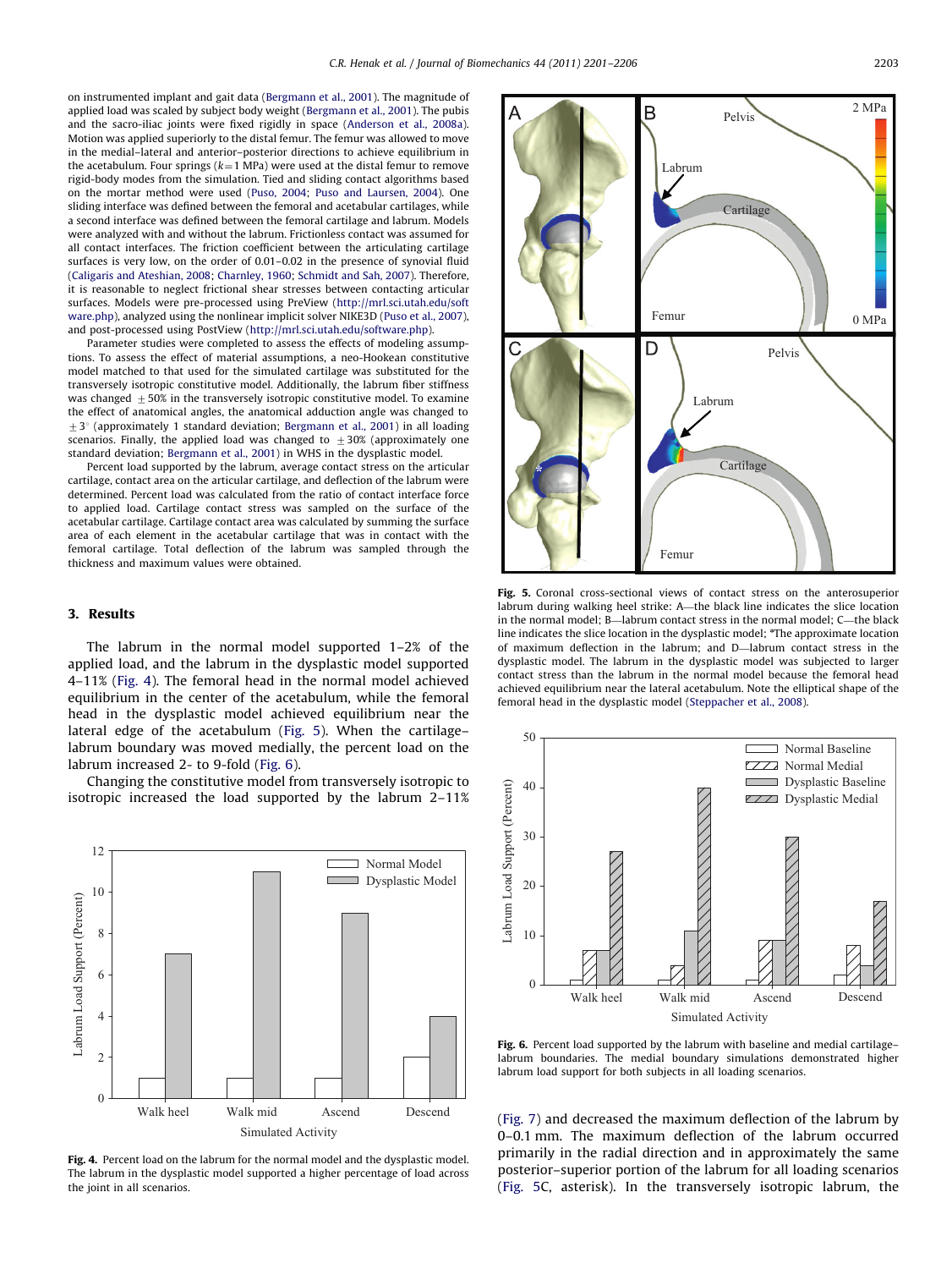on instrumented implant and gait data (Bergmann et al., 2001). The magnitude of applied load was scaled by subject body weight (Bergmann et al., 2001). The pubis and the sacro-iliac joints were fixed rigidly in space (Anderson et al., 2008a). Motion was applied superiorly to the distal femur. The femur was allowed to move in the medial–lateral and anterior–posterior directions to achieve equilibrium in the acetabulum. Four springs ($k$=1 MPa) were used at the distal femur to remove rigid-body modes from the simulation. Tied and sliding contact algorithms based on the mortar method were used (Puso, 2004; Puso and Laursen, 2004). One sliding interface was defined between the femoral and acetabular cartilages, while a second interface was defined between the femoral cartilage and labrum. Models were analyzed with and without the labrum. Frictionless contact was assumed for all contact interfaces. The friction coefficient between the articulating cartilage surfaces is very low, on the order of 0.01–0.02 in the presence of synovial fluid (Caligaris and Ateshian, 2008; Charnley, 1960; Schmidt and Sah, 2007). Therefore, it is reasonable to neglect frictional shear stresses between contacting articular surfaces. Models were pre-processed using PreView (http://mrl.sci.utah.edu/software.php), analyzed using the nonlinear implicit solver NIKE3D (Puso et al., 2007), and post-processed using PostView (http://mrl.sci.utah.edu/software.php).

Parameter studies were completed to assess the effects of modeling assumptions. To assess the effect of material assumptions, a neo-Hookean constitutive model matched to that used for the simulated cartilage was substituted for the transversely isotropic constitutive model. Additionally, the labrum fiber stiffness was changed $\pm$50% in the transversely isotropic constitutive model. To examine the effect of anatomical angles, the anatomical adduction angle was changed to $\pm 3^{\circ}$ (approximately 1 standard deviation; Bergmann et al., 2001) in all loading scenarios. Finally, the applied load was changed to $\pm$30% (approximately one standard deviation; Bergmann et al., 2001) in WHS in the dysplastic model.

Percent load supported by the labrum, average contact stress on the articular cartilage, contact area on the articular cartilage, and deflection of the labrum were determined. Percent load was calculated from the ratio of contact interface force to applied load. Cartilage contact stress was sampled on the surface of the acetabular cartilage. Cartilage contact area was calculated by summing the surface area of each element in the acetabular cartilage that was in contact with the femoral cartilage. Total deflection of the labrum was sampled through the thickness and maximum values were obtained.

## 3. Results

The labrum in the normal model supported 1–2% of the applied load, and the labrum in the dysplastic model supported 4–11% (Fig. 4). The femoral head in the normal model achieved equilibrium in the center of the acetabulum, while the femoral head in the dysplastic model achieved equilibrium near the lateral edge of the acetabulum (Fig. 5). When the cartilage–labrum boundary was moved medially, the percent load on the labrum increased 2- to 9-fold (Fig. 6).

Changing the constitutive model from transversely isotropic to isotropic increased the load supported by the labrum 2–11% (Fig. 7) and decreased the maximum deflection of the labrum by 0–0.1 mm. The maximum deflection of the labrum occurred primarily in the radial direction and in approximately the same posterior–superior portion of the labrum for all loading scenarios (Fig. 5C, asterisk). In the transversely isotropic labrum, the

Fig. 4. Percent load on the labrum for the normal model and the dysplastic model. The labrum in the dysplastic model supported a higher percentage of load across the joint in all scenarios.

Fig. 5. Coronal cross-sectional views of contact stress on the anterosuperior labrum during walking heel strike: A—the black line indicates the slice location in the normal model; B—labrum contact stress in the normal model; C—the black line indicates the slice location in the dysplastic model; *The approximate location of maximum deflection in the labrum; and D—labrum contact stress in the dysplastic model. The labrum in the dysplastic model was subjected to larger contact stress than the labrum in the normal model because the femoral head achieved equilibrium near the lateral acetabulum. Note the elliptical shape of the femoral head in the dysplastic model (Steppacher et al., 2008).

Fig. 6. Percent load supported by the labrum with baseline and medial cartilage–labrum boundaries. The medial boundary simulations demonstrated higher labrum load support for both subjects in all loading scenarios.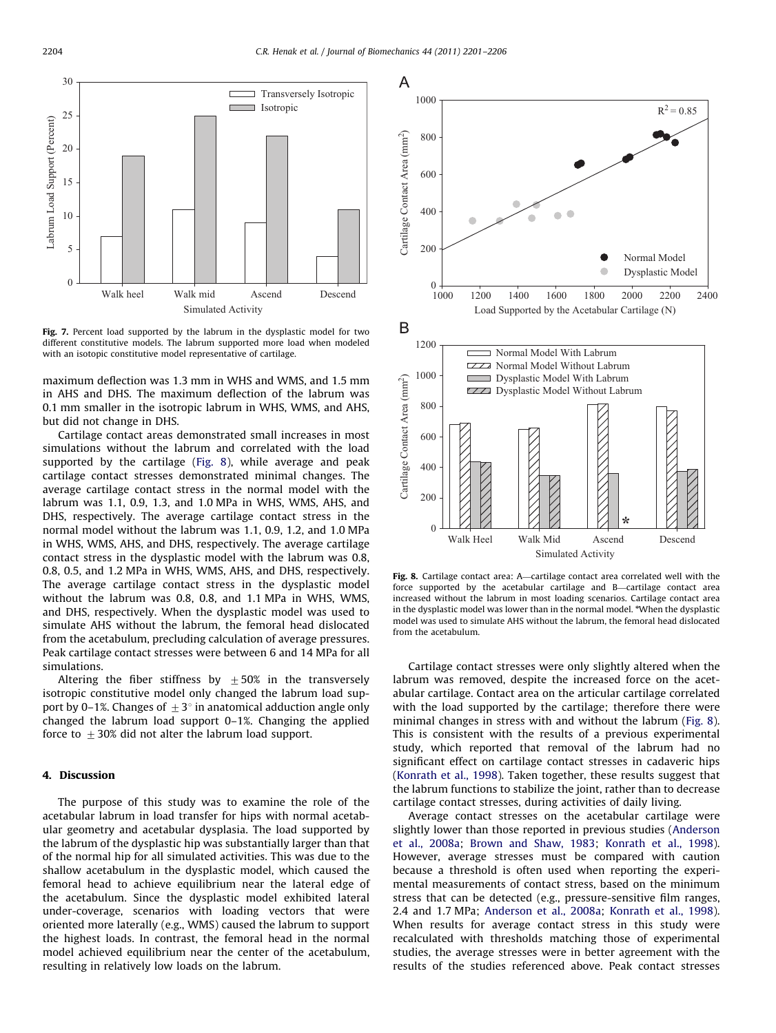Fig. 7. Percent load supported by the labrum in the dysplastic model for two different constitutive models. The labrum supported more load when modeled with an isotopic constitutive model representative of cartilage.

maximum deflection was 1.3 mm in WHS and WMS, and 1.5 mm in AHS and DHS. The maximum deflection of the labrum was 0.1 mm smaller in the isotropic labrum in WHS, WMS, and AHS, but did not change in DHS.

Cartilage contact areas demonstrated small increases in most simulations without the labrum and correlated with the load supported by the cartilage (Fig. 8), while average and peak cartilage contact stresses demonstrated minimal changes. The average cartilage contact stress in the normal model with the labrum was 1.1, 0.9, 1.3, and 1.0 MPa in WHS, WMS, AHS, and DHS, respectively. The average cartilage contact stress in the normal model without the labrum was 1.1, 0.9, 1.2, and 1.0 MPa in WHS, WMS, AHS, and DHS, respectively. The average cartilage contact stress in the dysplastic model with the labrum was 0.8, 0.8, 0.5, and 1.2 MPa in WHS, WMS, AHS, and DHS, respectively. The average cartilage contact stress in the dysplastic model without the labrum was 0.8, 0.8, and 1.1 MPa in WHS, WMS, and DHS, respectively. When the dysplastic model was used to simulate AHS without the labrum, the femoral head dislocated from the acetabulum, precluding calculation of average pressures. Peak cartilage contact stresses were between 6 and 14 MPa for all simulations.

Altering the fiber stiffness by $\pm 50\%$ in the transversely isotropic constitutive model only changed the labrum load support by 0–1%. Changes of $\pm 3^{\circ}$ in anatomical adduction angle only changed the labrum load support 0–1%. Changing the applied force to $\pm 30\%$ did not alter the labrum load support.

## 4. Discussion

The purpose of this study was to examine the role of the acetabular labrum in load transfer for hips with normal acetabular geometry and acetabular dysplasia. The load supported by the labrum of the dysplastic hip was substantially larger than that of the normal hip for all simulated activities. This was due to the shallow acetabulum in the dysplastic model, which caused the femoral head to achieve equilibrium near the lateral edge of the acetabulum. Since the dysplastic model exhibited lateral under-coverage, scenarios with loading vectors that were oriented more laterally (e.g., WMS) caused the labrum to support the highest loads. In contrast, the femoral head in the normal model achieved equilibrium near the center of the acetabulum, resulting in relatively low loads on the labrum.

Fig. 8. Cartilage contact area: A—cartilage contact area correlated well with the force supported by the acetabular cartilage and B—cartilage contact area increased without the labrum in most loading scenarios. Cartilage contact area in the dysplastic model was lower than in the normal model. *When the dysplastic model was used to simulate AHS without the labrum, the femoral head dislocated from the acetabulum.

Cartilage contact stresses were only slightly altered when the labrum was removed, despite the increased force on the acetabular cartilage. Contact area on the articular cartilage correlated with the load supported by the cartilage; therefore there were minimal changes in stress with and without the labrum (Fig. 8). This is consistent with the results of a previous experimental study, which reported that removal of the labrum had no significant effect on cartilage contact stresses in cadaveric hips (Konrath et al., 1998). Taken together, these results suggest that the labrum functions to stabilize the joint, rather than to decrease cartilage contact stresses, during activities of daily living.

Average contact stresses on the acetabular cartilage were slightly lower than those reported in previous studies (Anderson et al., 2008a; Brown and Shaw, 1983; Konrath et al., 1998). However, average stresses must be compared with caution because a threshold is often used when reporting the experimental measurements of contact stress, based on the minimum stress that can be detected (e.g., pressure-sensitive film ranges, 2.4 and 1.7 MPa; Anderson et al., 2008a; Konrath et al., 1998). When results for average contact stress in this study were recalculated with thresholds matching those of experimental studies, the average stresses were in better agreement with the results of the studies referenced above. Peak contact stresses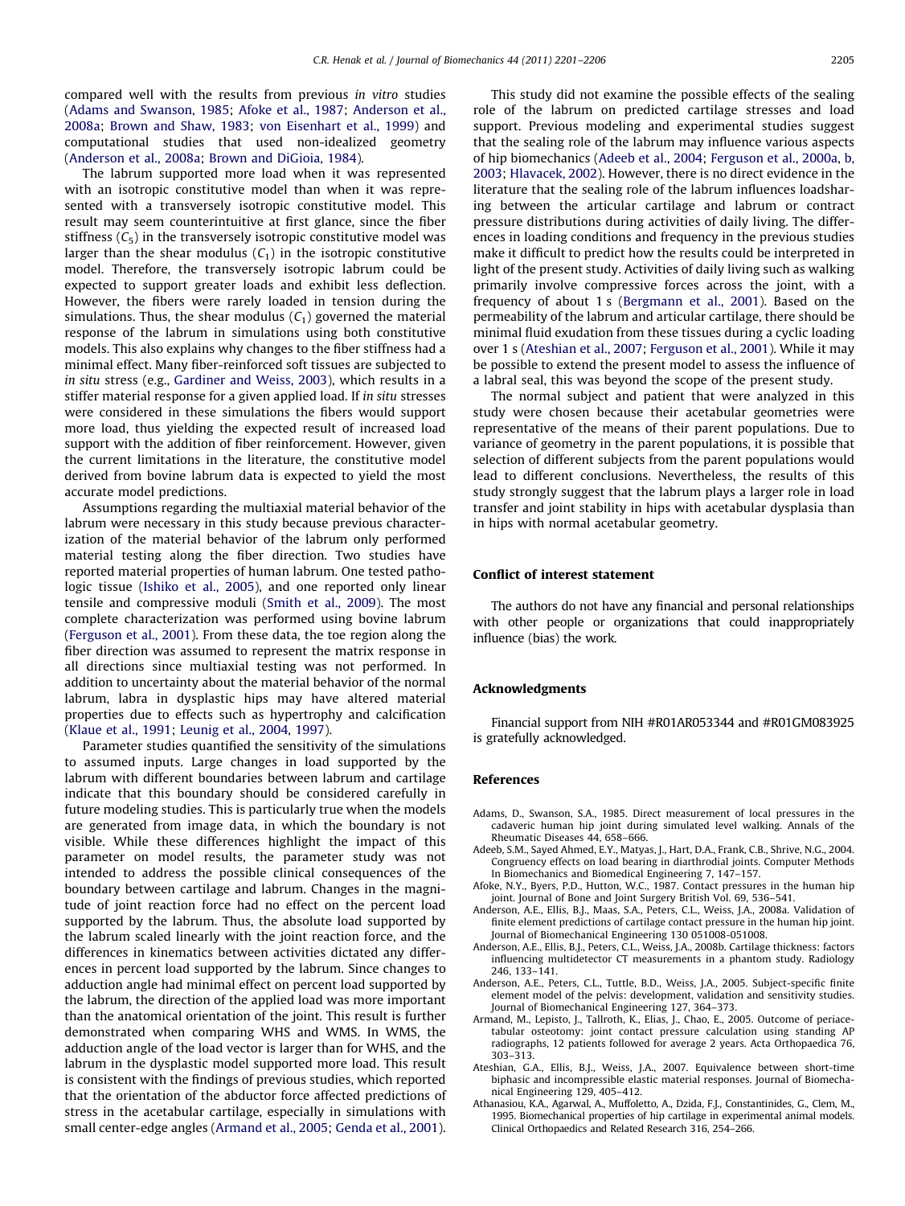compared well with the results from previous *in vitro* studies (Adams and Swanson, 1985; Afoke et al., 1987; Anderson et al., 2008a; Brown and Shaw, 1983; von Eisenhart et al., 1999) and computational studies that used non-idealized geometry (Anderson et al., 2008a; Brown and DiGioia, 1984).

The labrum supported more load when it was represented with an isotropic constitutive model than when it was represented with a transversely isotropic constitutive model. This result may seem counterintuitive at first glance, since the fiber stiffness ($C_5$) in the transversely isotropic constitutive model was larger than the shear modulus ($C_1$) in the isotropic constitutive model. Therefore, the transversely isotropic labrum could be expected to support greater loads and exhibit less deflection. However, the fibers were rarely loaded in tension during the simulations. Thus, the shear modulus ($C_1$) governed the material response of the labrum in simulations using both constitutive models. This also explains why changes to the fiber stiffness had a minimal effect. Many fiber-reinforced soft tissues are subjected to *in situ* stress (e.g., Gardiner and Weiss, 2003), which results in a stiffer material response for a given applied load. If *in situ* stresses were considered in these simulations the fibers would support more load, thus yielding the expected result of increased load support with the addition of fiber reinforcement. However, given the current limitations in the literature, the constitutive model derived from bovine labrum data is expected to yield the most accurate model predictions.

Assumptions regarding the multiaxial material behavior of the labrum were necessary in this study because previous characterization of the material behavior of the labrum only performed material testing along the fiber direction. Two studies have reported material properties of human labrum. One tested pathologic tissue (Ishiko et al., 2005), and one reported only linear tensile and compressive moduli (Smith et al., 2009). The most complete characterization was performed using bovine labrum (Ferguson et al., 2001). From these data, the toe region along the fiber direction was assumed to represent the matrix response in all directions since multiaxial testing was not performed. In addition to uncertainty about the material behavior of the normal labrum, labra in dysplastic hips may have altered material properties due to effects such as hypertrophy and calcification (Klaue et al., 1991; Leunig et al., 2004, 1997).

Parameter studies quantified the sensitivity of the simulations to assumed inputs. Large changes in load supported by the labrum with different boundaries between labrum and cartilage indicate that this boundary should be considered carefully in future modeling studies. This is particularly true when the models are generated from image data, in which the boundary is not visible. While these differences highlight the impact of this parameter on model results, the parameter study was not intended to address the possible clinical consequences of the boundary between cartilage and labrum. Changes in the magnitude of joint reaction force had no effect on the percent load supported by the labrum. Thus, the absolute load supported by the labrum scaled linearly with the joint reaction force, and the differences in kinematics between activities dictated any differences in percent load supported by the labrum. Since changes to adduction angle had minimal effect on percent load supported by the labrum, the direction of the applied load was more important than the anatomical orientation of the joint. This result is further demonstrated when comparing WHS and WMS. In WMS, the adduction angle of the load vector is larger than for WHS, and the labrum in the dysplastic model supported more load. This result is consistent with the findings of previous studies, which reported that the orientation of the abductor force affected predictions of stress in the acetabular cartilage, especially in simulations with small center-edge angles (Armand et al., 2005; Genda et al., 2001).

This study did not examine the possible effects of the sealing role of the labrum on predicted cartilage stresses and load support. Previous modeling and experimental studies suggest that the sealing role of the labrum may influence various aspects of hip biomechanics (Adeeb et al., 2004; Ferguson et al., 2000a, b, 2003; Hlavacek, 2002). However, there is no direct evidence in the literature that the sealing role of the labrum influences loadsharing between the articular cartilage and labrum or contract pressure distributions during activities of daily living. The differences in loading conditions and frequency in the previous studies make it difficult to predict how the results could be interpreted in light of the present study. Activities of daily living such as walking primarily involve compressive forces across the joint, with a frequency of about 1 s (Bergmann et al., 2001). Based on the permeability of the labrum and articular cartilage, there should be minimal fluid exudation from these tissues during a cyclic loading over 1 s (Ateshian et al., 2007; Ferguson et al., 2001). While it may be possible to extend the present model to assess the influence of a labral seal, this was beyond the scope of the present study.

The normal subject and patient that were analyzed in this study were chosen because their acetabular geometries were representative of the means of their parent populations. Due to variance of geometry in the parent populations, it is possible that selection of different subjects from the parent populations would lead to different conclusions. Nevertheless, the results of this study strongly suggest that the labrum plays a larger role in load transfer and joint stability in hips with acetabular dysplasia than in hips with normal acetabular geometry.

## Conflict of interest statement

The authors do not have any financial and personal relationships with other people or organizations that could inappropriately influence (bias) the work.

## Acknowledgments

Financial support from NIH #R01AR053344 and #R01GM083925 is gratefully acknowledged.

## References

Adams, D., Swanson, S.A., 1985. Direct measurement of local pressures in the cadaveric human hip joint during simulated level walking. Annals of the Rheumatic Diseases 44, 658–666.

Adeeb, S.M., Sayed Ahmed, E.Y., Matyas, J., Hart, D.A., Frank, C.B., Shrive, N.G., 2004. Congruency effects on load bearing in diarthrodial joints. Computer Methods In Biomechanics and Biomedical Engineering 7, 147–157.

Afoke, N.Y., Byers, P.D., Hutton, W.C., 1987. Contact pressures in the human hip joint. Journal of Bone and Joint Surgery British Vol. 69, 536–541.

Anderson, A.E., Ellis, B.J., Maas, S.A., Peters, C.L., Weiss, J.A., 2008a. Validation of finite element predictions of cartilage contact pressure in the human hip joint. Journal of Biomechanical Engineering 130 051008-051008.

Anderson, A.E., Ellis, B.J., Peters, C.L., Weiss, J.A., 2008b. Cartilage thickness: factors influencing multidetector CT measurements in a phantom study. Radiology 246, 133–141.

Anderson, A.E., Peters, C.L., Tuttle, B.D., Weiss, J.A., 2005. Subject-specific finite element model of the pelvis: development, validation and sensitivity studies. Journal of Biomechanical Engineering 127, 364–373.

Armand, M., Lepisto, J., Tallroth, K., Elias, J., Chao, E., 2005. Outcome of periacetabular osteotomy: joint contact pressure calculation using standing AP radiographs, 12 patients followed for average 2 years. Acta Orthopaedica 76, 303–313.

Ateshian, G.A., Ellis, B.J., Weiss, J.A., 2007. Equivalence between short-time biphasic and incompressible elastic material responses. Journal of Biomechanical Engineering 129, 405–412.

Athanasiou, K.A., Agarwal, A., Muffoletto, A., Dzida, F.J., Constantinides, G., Clem, M., 1995. Biomechanical properties of hip cartilage in experimental animal models. Clinical Orthopaedics and Related Research 316, 254–266.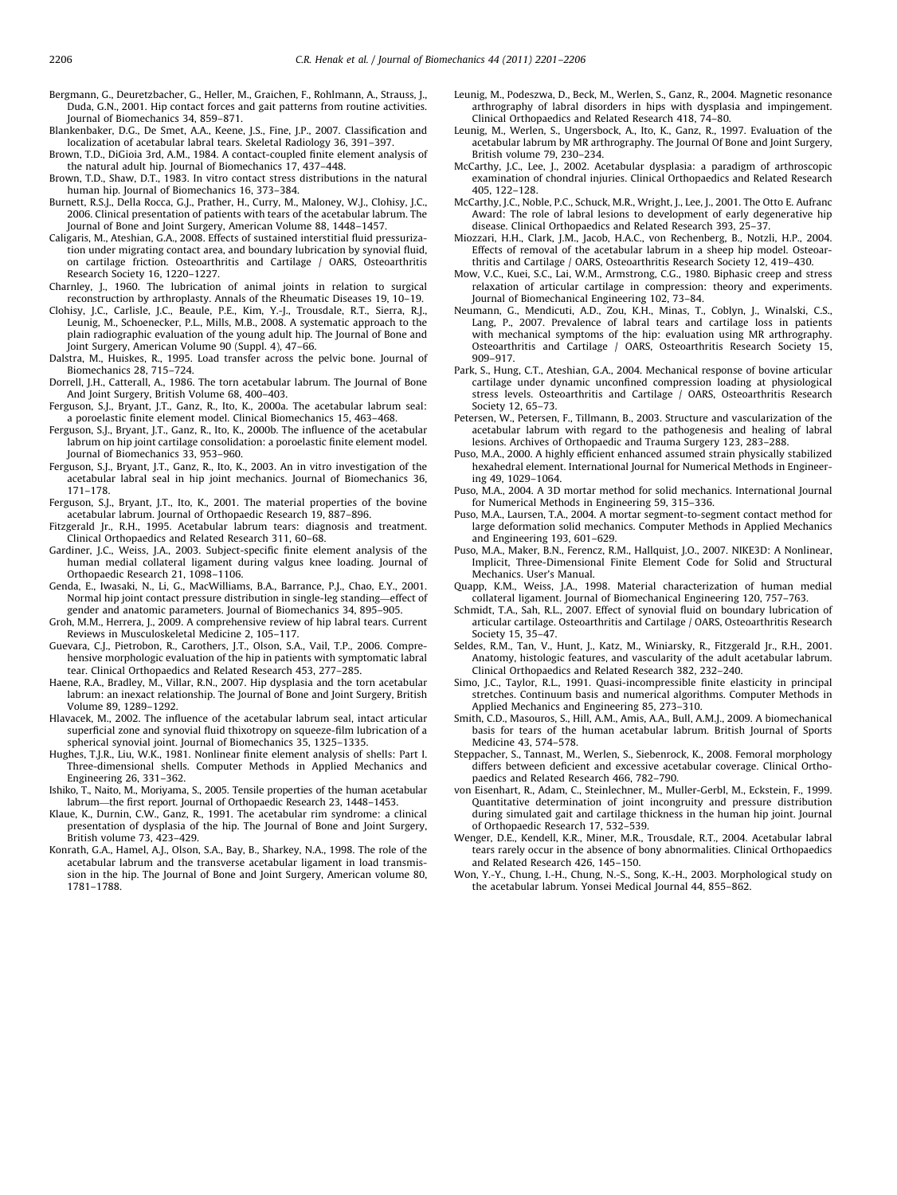Bergmann, G., Deuretzbacher, G., Heller, M., Graichen, F., Rohlmann, A., Strauss, J., Duda, G.N., 2001. Hip contact forces and gait patterns from routine activities. Journal of Biomechanics 34, 859–871.

Blankenbaker, D.G., De Smet, A.A., Keene, J.S., Fine, J.P., 2007. Classification and localization of acetabular labral tears. Skeletal Radiology 36, 391–397.

Brown, T.D., DiGioia 3rd, A.M., 1984. A contact-coupled finite element analysis of the natural adult hip. Journal of Biomechanics 17, 437–448.

Brown, T.D., Shaw, D.T., 1983. In vitro contact stress distributions in the natural human hip. Journal of Biomechanics 16, 373–384.

Burnett, R.S.J., Della Rocca, G.J., Prather, H., Curry, M., Maloney, W.J., Clohisy, J.C., 2006. Clinical presentation of patients with tears of the acetabular labrum. The Journal of Bone and Joint Surgery, American Volume 88, 1448–1457.

Caligaris, M., Ateshian, G.A., 2008. Effects of sustained interstitial fluid pressurization under migrating contact area, and boundary lubrication by synovial fluid, on cartilage friction. Osteoarthritis and Cartilage / OARS, Osteoarthritis Research Society 16, 1220–1227.

Charnley, J., 1960. The lubrication of animal joints in relation to surgical reconstruction by arthroplasty. Annals of the Rheumatic Diseases 19, 10–19.

Clohisy, J.C., Carlisle, J.C., Beaule, P.E., Kim, Y.-J., Trousdale, R.T., Sierra, R.J., Leunig, M., Schoenecker, P.L., Mills, M.B., 2008. A systematic approach to the plain radiographic evaluation of the young adult hip. The Journal of Bone and Joint Surgery, American Volume 90 (Suppl. 4), 47–66.

Dalstra, M., Huiskes, R., 1995. Load transfer across the pelvic bone. Journal of Biomechanics 28, 715–724.

Dorrell, J.H., Catterall, A., 1986. The torn acetabular labrum. The Journal of Bone And Joint Surgery, British Volume 68, 400–403.

Ferguson, S.J., Bryant, J.T., Ganz, R., Ito, K., 2000a. The acetabular labrum seal: a poroelastic finite element model. Clinical Biomechanics 15, 463–468.

Ferguson, S.J., Bryant, J.T., Ganz, R., Ito, K., 2000b. The influence of the acetabular labrum on hip joint cartilage consolidation: a poroelastic finite element model. Journal of Biomechanics 33, 953–960.

Ferguson, S.J., Bryant, J.T., Ganz, R., Ito, K., 2003. An in vitro investigation of the acetabular labral seal in hip joint mechanics. Journal of Biomechanics 36, 171–178.

Ferguson, S.J., Bryant, J.T., Ito, K., 2001. The material properties of the bovine acetabular labrum. Journal of Orthopaedic Research 19, 887–896.

Fitzgerald Jr., R.H., 1995. Acetabular labrum tears: diagnosis and treatment. Clinical Orthopaedics and Related Research 311, 60–68.

Gardiner, J.C., Weiss, J.A., 2003. Subject-specific finite element analysis of the human medial collateral ligament during valgus knee loading. Journal of Orthopaedic Research 21, 1098–1106.

Genda, E., Iwasaki, N., Li, G., MacWilliams, B.A., Barrance, P.J., Chao, E.Y., 2001. Normal hip joint contact pressure distribution in single-leg standing—effect of gender and anatomic parameters. Journal of Biomechanics 34, 895–905.

Groh, M.M., Herrera, J., 2009. A comprehensive review of hip labral tears. Current Reviews in Musculoskeletal Medicine 2, 105–117.

Guevara, C.J., Pietrobon, R., Carothers, J.T., Olson, S.A., Vail, T.P., 2006. Comprehensive morphologic evaluation of the hip in patients with symptomatic labral tear. Clinical Orthopaedics and Related Research 453, 277–285.

Haene, R.A., Bradley, M., Villar, R.N., 2007. Hip dysplasia and the torn acetabular labrum: an inexact relationship. The Journal of Bone and Joint Surgery, British Volume 89, 1289–1292.

Hlavacek, M., 2002. The influence of the acetabular labrum seal, intact articular superficial zone and synovial fluid thixotropy on squeeze-film lubrication of a spherical synovial joint. Journal of Biomechanics 35, 1325–1335.

Hughes, T.J.R., Liu, W.K., 1981. Nonlinear finite element analysis of shells: Part I. Three-dimensional shells. Computer Methods in Applied Mechanics and Engineering 26, 331–362.

Ishiko, T., Naito, M., Moriyama, S., 2005. Tensile properties of the human acetabular labrum—the first report. Journal of Orthopaedic Research 23, 1448–1453.

Klaue, K., Durnin, C.W., Ganz, R., 1991. The acetabular rim syndrome: a clinical presentation of dysplasia of the hip. The Journal of Bone and Joint Surgery, British volume 73, 423–429.

Konrath, G.A., Hamel, A.J., Olson, S.A., Bay, B., Sharkey, N.A., 1998. The role of the acetabular labrum and the transverse acetabular ligament in load transmission in the hip. The Journal of Bone and Joint Surgery, American volume 80, 1781–1788.

Leunig, M., Podeszwa, D., Beck, M., Werlen, S., Ganz, R., 2004. Magnetic resonance arthrography of labral disorders in hips with dysplasia and impingement. Clinical Orthopaedics and Related Research 418, 74–80.

Leunig, M., Werlen, S., Ungersbock, A., Ito, K., Ganz, R., 1997. Evaluation of the acetabular labrum by MR arthrography. The Journal Of Bone and Joint Surgery, British volume 79, 230–234.

McCarthy, J.C., Lee, J., 2002. Acetabular dysplasia: a paradigm of arthroscopic examination of chondral injuries. Clinical Orthopaedics and Related Research 405, 122–128.

McCarthy, J.C., Noble, P.C., Schuck, M.R., Wright, J., Lee, J., 2001. The Otto E. Aufranc Award: The role of labral lesions to development of early degenerative hip disease. Clinical Orthopaedics and Related Research 393, 25–37.

Miozzari, H.H., Clark, J.M., Jacob, H.A.C., von Rechenberg, B., Notzli, H.P., 2004. Effects of removal of the acetabular labrum in a sheep hip model. Osteoarthritis and Cartilage / OARS, Osteoarthritis Research Society 12, 419–430.

Mow, V.C., Kuei, S.C., Lai, W.M., Armstrong, C.G., 1980. Biphasic creep and stress relaxation of articular cartilage in compression: theory and experiments. Journal of Biomechanical Engineering 102, 73–84.

Neumann, G., Mendicuti, A.D., Zou, K.H., Minas, T., Coblyn, J., Winalski, C.S., Lang, P., 2007. Prevalence of labral tears and cartilage loss in patients with mechanical symptoms of the hip: evaluation using MR arthrography. Osteoarthritis and Cartilage / OARS, Osteoarthritis Research Society 15, 909–917.

Park, S., Hung, C.T., Ateshian, G.A., 2004. Mechanical response of bovine articular cartilage under dynamic unconfined compression loading at physiological stress levels. Osteoarthritis and Cartilage / OARS, Osteoarthritis Research Society 12, 65–73.

Petersen, W., Petersen, F., Tillmann, B., 2003. Structure and vascularization of the acetabular labrum with regard to the pathogenesis and healing of labral lesions. Archives of Orthopaedic and Trauma Surgery 123, 283–288.

Puso, M.A., 2000. A highly efficient enhanced assumed strain physically stabilized hexahedral element. International Journal for Numerical Methods in Engineering 49, 1029–1064.

Puso, M.A., 2004. A 3D mortar method for solid mechanics. International Journal for Numerical Methods in Engineering 59, 315–336.

Puso, M.A., Laursen, T.A., 2004. A mortar segment-to-segment contact method for large deformation solid mechanics. Computer Methods in Applied Mechanics and Engineering 193, 601–629.

Puso, M.A., Maker, B.N., Ferencz, R.M., Hallquist, J.O., 2007. NIKE3D: A Nonlinear, Implicit, Three-Dimensional Finite Element Code for Solid and Structural Mechanics. User's Manual.

Quapp, K.M., Weiss, J.A., 1998. Material characterization of human medial collateral ligament. Journal of Biomechanical Engineering 120, 757–763.

Schmidt, T.A., Sah, R.L., 2007. Effect of synovial fluid on boundary lubrication of articular cartilage. Osteoarthritis and Cartilage / OARS, Osteoarthritis Research Society 15, 35–47.

Seldes, R.M., Tan, V., Hunt, J., Katz, M., Winiarsky, R., Fitzgerald Jr., R.H., 2001. Anatomy, histologic features, and vascularity of the adult acetabular labrum. Clinical Orthopaedics and Related Research 382, 232–240.

Simo, J.C., Taylor, R.L., 1991. Quasi-incompressible finite elasticity in principal stretches. Continuum basis and numerical algorithms. Computer Methods in Applied Mechanics and Engineering 85, 273–310.

Smith, C.D., Masouros, S., Hill, A.M., Amis, A.A., Bull, A.M.J., 2009. A biomechanical basis for tears of the human acetabular labrum. British Journal of Sports Medicine 43, 574–578.

Steppacher, S., Tannast, M., Werlen, S., Siebenrock, K., 2008. Femoral morphology differs between deficient and excessive acetabular coverage. Clinical Orthopaedics and Related Research 466, 782–790.

von Eisenhart, R., Adam, C., Steinlechner, M., Muller-Gerbl, M., Eckstein, F., 1999. Quantitative determination of joint incongruity and pressure distribution during simulated gait and cartilage thickness in the human hip joint. Journal of Orthopaedic Research 17, 532–539.

Wenger, D.E., Kendell, K.R., Miner, M.R., Trousdale, R.T., 2004. Acetabular labral tears rarely occur in the absence of bony abnormalities. Clinical Orthopaedics and Related Research 426, 145–150.

Won, Y.-Y., Chung, I.-H., Chung, N.-S., Song, K.-H., 2003. Morphological study on the acetabular labrum. Yonsei Medical Journal 44, 855–862.